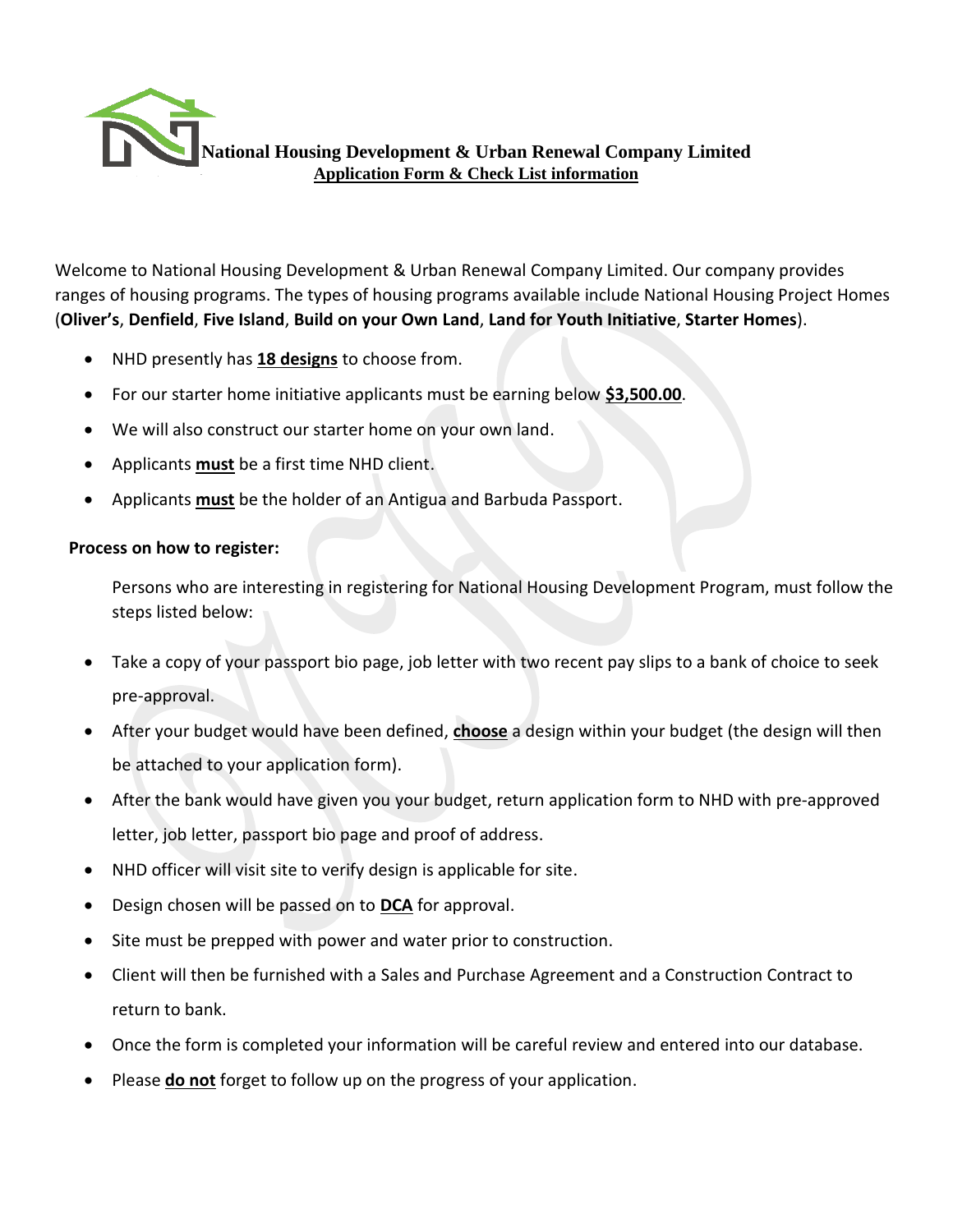# National Housing Development & Urban Renewal Company Limited

## Application Form & Check List information

Welcome to National Housing Development & Urban Renewal Company Limited. Our company provides ranges of housing programs. The types of housing programs available include National Housing Project Homes (**Oliver's**, **Denfield**, **Five Island**, **Build on your Own Land**, **Land for Youth Initiative**, **Starter Homes**).

- NHD presently has **18 designs** to choose from.
- For our starter home initiative applicants must be earning below **$3,500.00**.
- We will also construct our starter home on your own land.
- Applicants **must** be a first time NHD client.
- Applicants **must** be the holder of an Antigua and Barbuda Passport.

**Process on how to register:**

Persons who are interesting in registering for National Housing Development Program, must follow the steps listed below:

- Take a copy of your passport bio page, job letter with two recent pay slips to a bank of choice to seek pre-approval.
- After your budget would have been defined, **choose** a design within your budget (the design will then be attached to your application form).
- After the bank would have given you your budget, return application form to NHD with pre-approved letter, job letter, passport bio page and proof of address.
- NHD officer will visit site to verify design is applicable for site.
- Design chosen will be passed on to **DCA** for approval.
- Site must be prepped with power and water prior to construction.
- Client will then be furnished with a Sales and Purchase Agreement and a Construction Contract to return to bank.
- Once the form is completed your information will be careful review and entered into our database.
- Please **do not** forget to follow up on the progress of your application.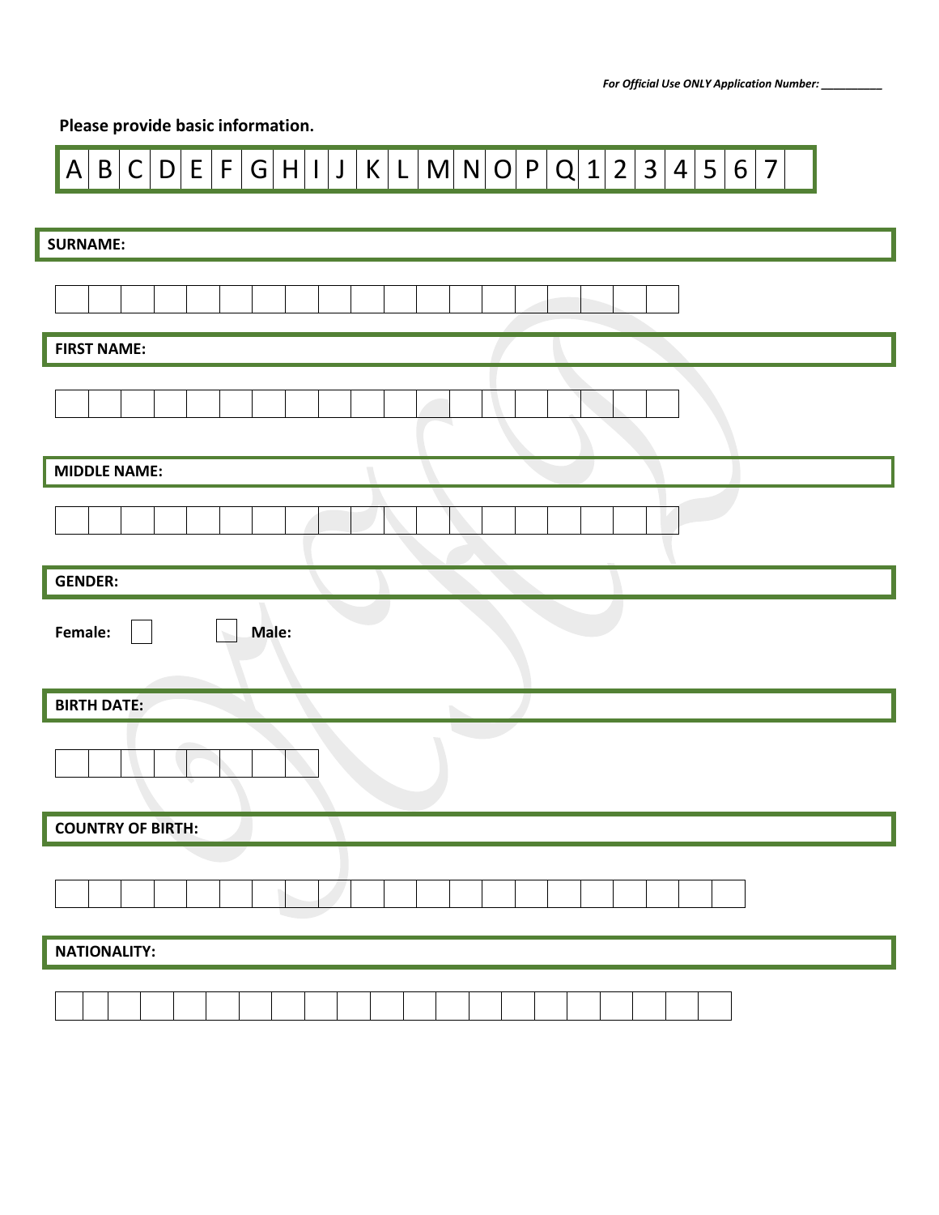*For Official Use ONLY Application Number: __________*

**Please provide basic information.**

| A | B | C | D | E | F | G | H | I | J | K | L | M | N | O | P | Q | 1 | 2 | 3 | 4 | 5 | 6 | 7 | |
|---|---|---|---|---|---|---|---|---|---|---|---|---|---|---|---|---|---|---|---|---|---|---|---|---|

**SURNAME:**

| | | | | | | | | | | | | | | | | | | |
|---|---|---|---|---|---|---|---|---|---|---|---|---|---|---|---|---|---|---|

**FIRST NAME:**

| | | | | | | | | | | | | | | | | | | |
|---|---|---|---|---|---|---|---|---|---|---|---|---|---|---|---|---|---|---|

**MIDDLE NAME:**

| | | | | | | | | | | | | | | | | | | |
|---|---|---|---|---|---|---|---|---|---|---|---|---|---|---|---|---|---|---|

**GENDER:**

**Female:** ☐ ☐ **Male:**

**BIRTH DATE:**

| | | | | | | | |
|---|---|---|---|---|---|---|---|

**COUNTRY OF BIRTH:**

| | | | | | | | | | | | | | | | | | | | | |
|---|---|---|---|---|---|---|---|---|---|---|---|---|---|---|---|---|---|---|---|---|

**NATIONALITY:**

| | | | | | | | | | | | | | | | | | | | | |
|---|---|---|---|---|---|---|---|---|---|---|---|---|---|---|---|---|---|---|---|---|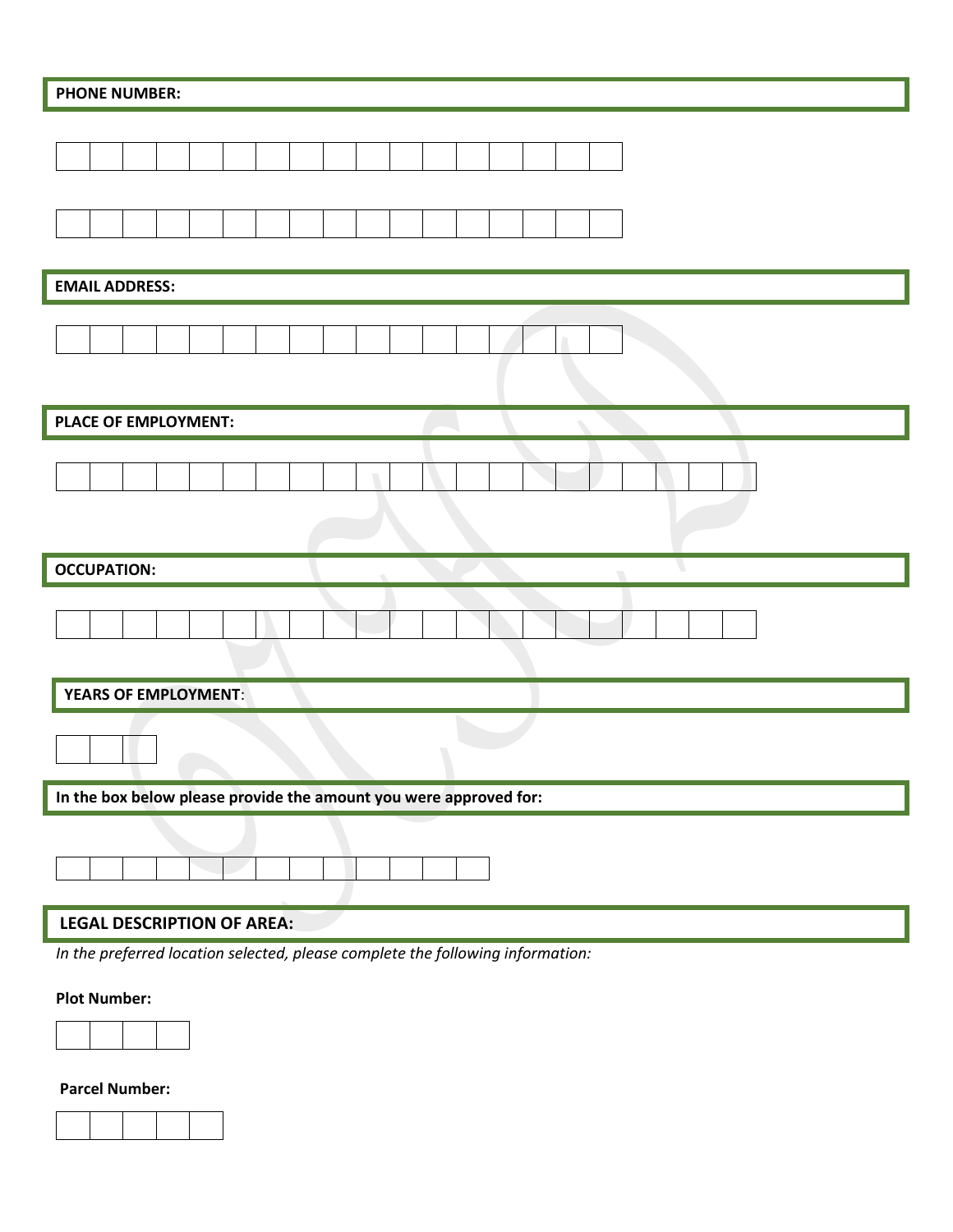**PHONE NUMBER:**

| | | | | | | | | | | | | | | | | |
|---|---|---|---|---|---|---|---|---|---|---|---|---|---|---|---|---|

| | | | | | | | | | | | | | | | | |
|---|---|---|---|---|---|---|---|---|---|---|---|---|---|---|---|---|

**EMAIL ADDRESS:**

| | | | | | | | | | | | | | | | | |
|---|---|---|---|---|---|---|---|---|---|---|---|---|---|---|---|---|

**PLACE OF EMPLOYMENT:**

| | | | | | | | | | | | | | | | | | | | | |
|---|---|---|---|---|---|---|---|---|---|---|---|---|---|---|---|---|---|---|---|---|

**OCCUPATION:**

| | | | | | | | | | | | | | | | | | | | | |
|---|---|---|---|---|---|---|---|---|---|---|---|---|---|---|---|---|---|---|---|---|

**YEARS OF EMPLOYMENT**:

| | | |
|---|---|---|

**In the box below please provide the amount you were approved for:**

| | | | | | | | | | | | | |
|---|---|---|---|---|---|---|---|---|---|---|---|---|

**LEGAL DESCRIPTION OF AREA:**

*In the preferred location selected, please complete the following information:*

**Plot Number:**

| | | | |
|---|---|---|---|

**Parcel Number:**

| | | | | |
|---|---|---|---|---|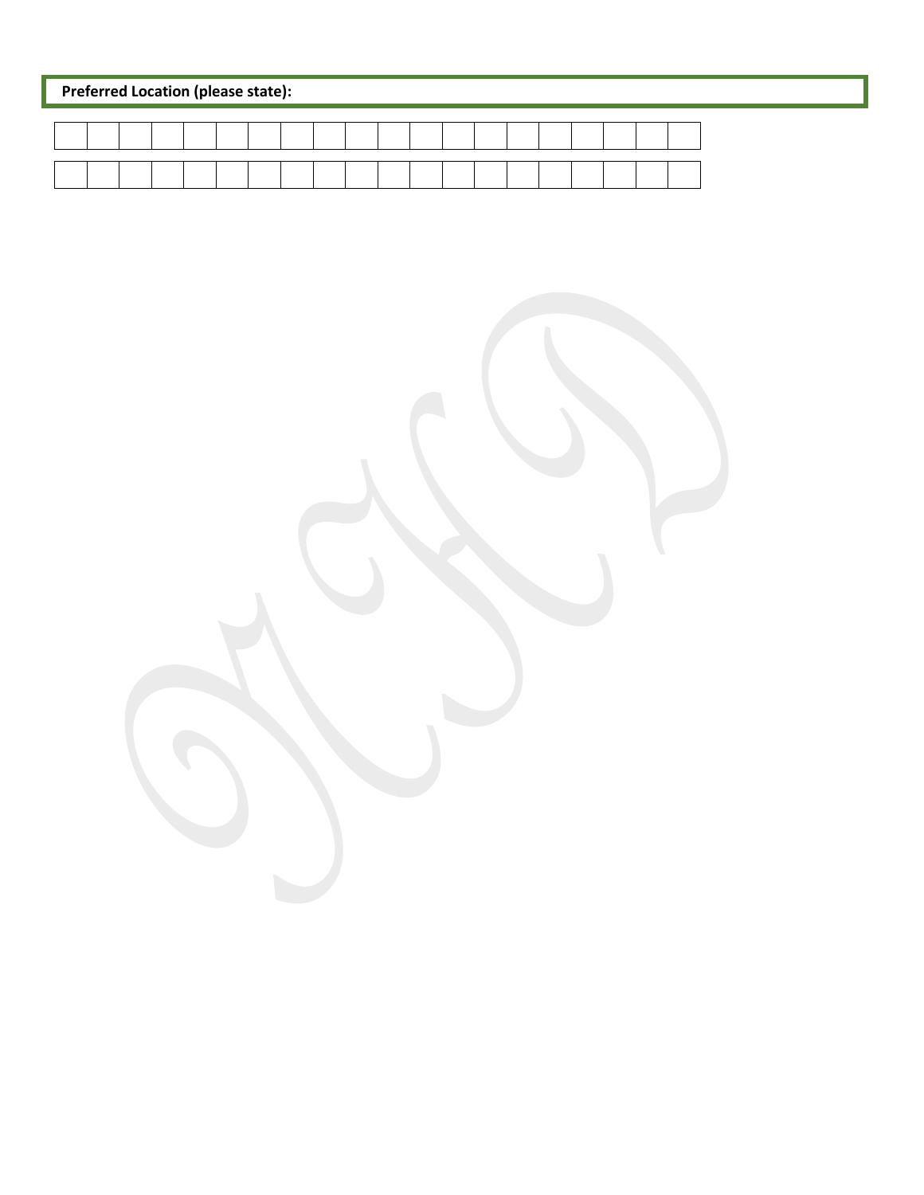**Preferred Location (please state):**

| | | | | | | | | | | | | | | | | | | | |
|---|---|---|---|---|---|---|---|---|---|---|---|---|---|---|---|---|---|---|---|
| | | | | | | | | | | | | | | | | | | | |
| | | | | | | | | | | | | | | | | | | | |